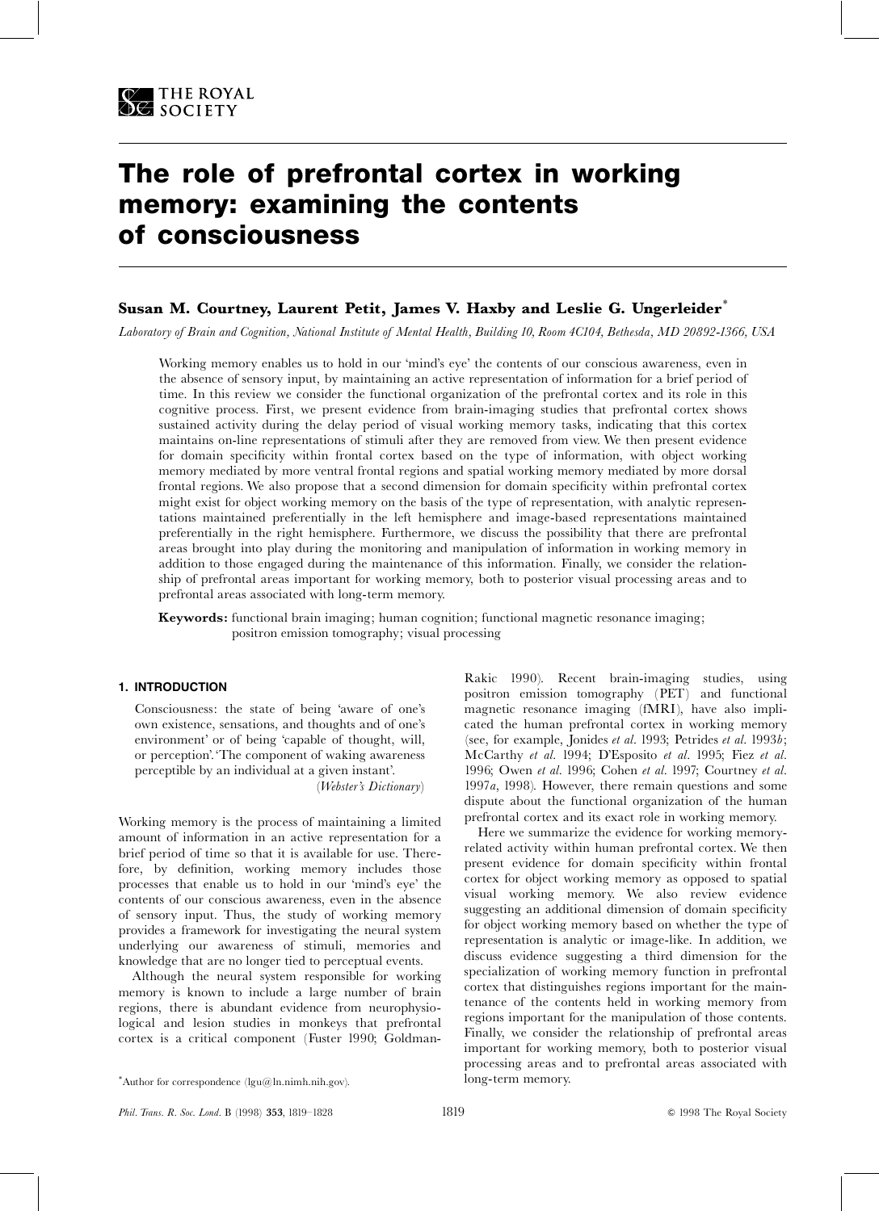# The role of prefrontal cortex in working memory: examining the contents of consciousness

**Susan M. Courtney, Laurent Petit, James V. Haxby and Leslie G. Ungerleider***

*Laboratory of Brain and Cognition, National Institute of Mental Health, Building 10, Room 4C104, Bethesda, MD 20892-1366, USA*

Working memory enables us to hold in our 'mind's eye' the contents of our conscious awareness, even in the absence of sensory input, by maintaining an active representation of information for a brief period of time. In this review we consider the functional organization of the prefrontal cortex and its role in this cognitive process. First, we present evidence from brain-imaging studies that prefrontal cortex shows sustained activity during the delay period of visual working memory tasks, indicating that this cortex maintains on-line representations of stimuli after they are removed from view. We then present evidence for domain specificity within frontal cortex based on the type of information, with object working memory mediated by more ventral frontal regions and spatial working memory mediated by more dorsal frontal regions. We also propose that a second dimension for domain specificity within prefrontal cortex might exist for object working memory on the basis of the type of representation, with analytic representations maintained preferentially in the left hemisphere and image-based representations maintained preferentially in the right hemisphere. Furthermore, we discuss the possibility that there are prefrontal areas brought into play during the monitoring and manipulation of information in working memory in addition to those engaged during the maintenance of this information. Finally, we consider the relationship of prefrontal areas important for working memory, both to posterior visual processing areas and to prefrontal areas associated with long-term memory.

**Keywords:** functional brain imaging; human cognition; functional magnetic resonance imaging; positron emission tomography; visual processing

## 1. INTRODUCTION

> Consciousness: the state of being 'aware of one's own existence, sensations, and thoughts and of one's environment' or of being 'capable of thought, will, or perception'. 'The component of waking awareness perceptible by an individual at a given instant'.
>
> (*Webster's Dictionary*)

Working memory is the process of maintaining a limited amount of information in an active representation for a brief period of time so that it is available for use. Therefore, by definition, working memory includes those processes that enable us to hold in our 'mind's eye' the contents of our conscious awareness, even in the absence of sensory input. Thus, the study of working memory provides a framework for investigating the neural system underlying our awareness of stimuli, memories and knowledge that are no longer tied to perceptual events.

Although the neural system responsible for working memory is known to include a large number of brain regions, there is abundant evidence from neurophysiological and lesion studies in monkeys that prefrontal cortex is a critical component (Fuster 1990; Goldman-Rakic 1990). Recent brain-imaging studies, using positron emission tomography (PET) and functional magnetic resonance imaging (fMRI), have also implicated the human prefrontal cortex in working memory (see, for example, Jonides *et al.* 1993; Petrides *et al.* 1993*b*; McCarthy *et al.* 1994; D'Esposito *et al.* 1995; Fiez *et al.* 1996; Owen *et al.* 1996; Cohen *et al.* 1997; Courtney *et al.* 1997*a*, 1998). However, there remain questions and some dispute about the functional organization of the human prefrontal cortex and its exact role in working memory.

Here we summarize the evidence for working memory-related activity within human prefrontal cortex. We then present evidence for domain specificity within frontal cortex for object working memory as opposed to spatial visual working memory. We also review evidence suggesting an additional dimension of domain specificity for object working memory based on whether the type of representation is analytic or image-like. In addition, we discuss evidence suggesting a third dimension for the specialization of working memory function in prefrontal cortex that distinguishes regions important for the maintenance of the contents held in working memory from regions important for the manipulation of those contents. Finally, we consider the relationship of prefrontal areas important for working memory, both to posterior visual processing areas and to prefrontal areas associated with long-term memory.

*Author for correspondence (lgu@ln.nimh.nih.gov).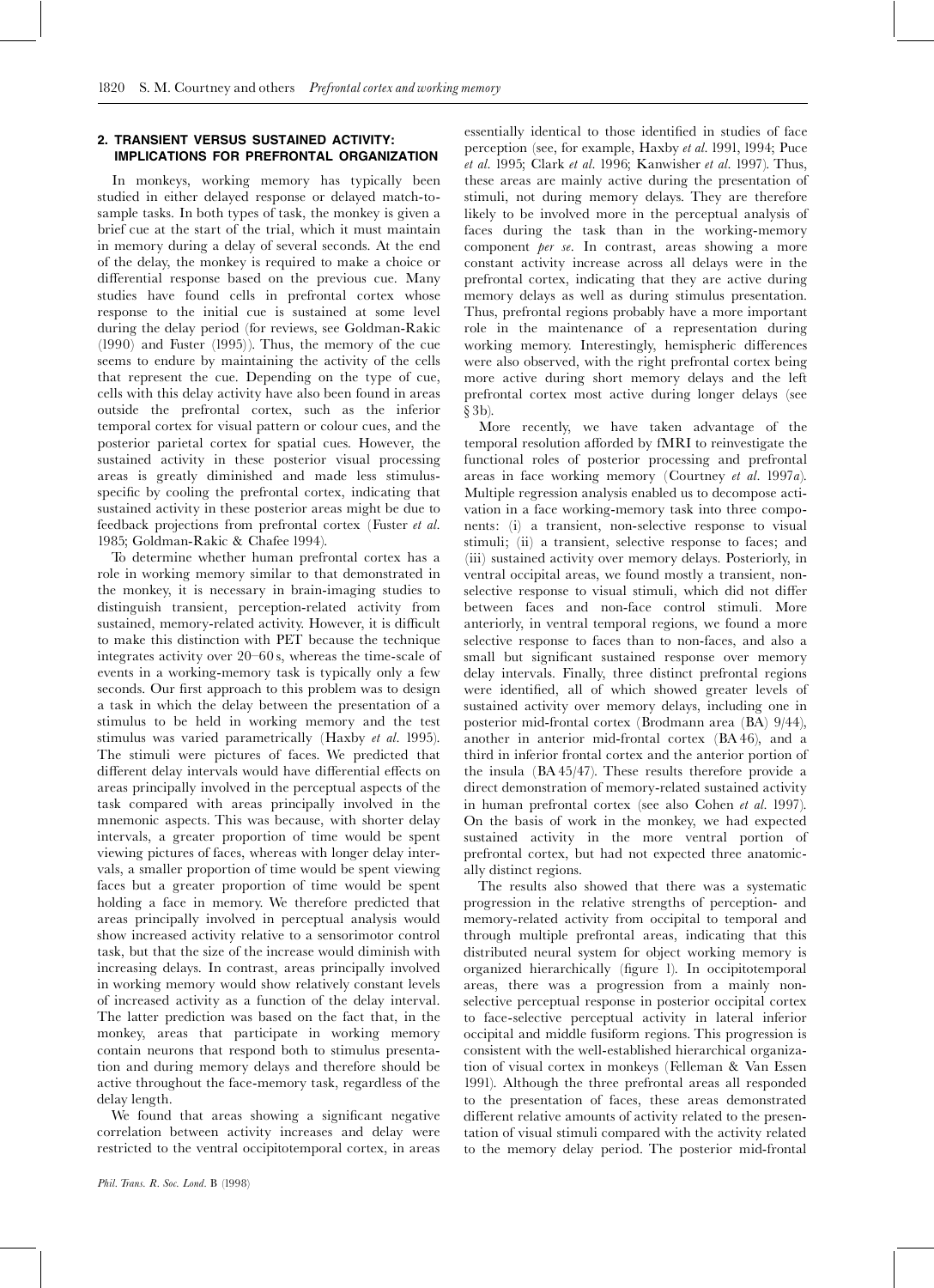## 2. TRANSIENT VERSUS SUSTAINED ACTIVITY: IMPLICATIONS FOR PREFRONTAL ORGANIZATION

In monkeys, working memory has typically been studied in either delayed response or delayed match-to-sample tasks. In both types of task, the monkey is given a brief cue at the start of the trial, which it must maintain in memory during a delay of several seconds. At the end of the delay, the monkey is required to make a choice or differential response based on the previous cue. Many studies have found cells in prefrontal cortex whose response to the initial cue is sustained at some level during the delay period (for reviews, see Goldman-Rakic (1990) and Fuster (1995)). Thus, the memory of the cue seems to endure by maintaining the activity of the cells that represent the cue. Depending on the type of cue, cells with this delay activity have also been found in areas outside the prefrontal cortex, such as the inferior temporal cortex for visual pattern or colour cues, and the posterior parietal cortex for spatial cues. However, the sustained activity in these posterior visual processing areas is greatly diminished and made less stimulus-specific by cooling the prefrontal cortex, indicating that sustained activity in these posterior areas might be due to feedback projections from prefrontal cortex (Fuster *et al.* 1985; Goldman-Rakic & Chafee 1994).

To determine whether human prefrontal cortex has a role in working memory similar to that demonstrated in the monkey, it is necessary in brain-imaging studies to distinguish transient, perception-related activity from sustained, memory-related activity. However, it is difficult to make this distinction with PET because the technique integrates activity over 20–60 s, whereas the time-scale of events in a working-memory task is typically only a few seconds. Our first approach to this problem was to design a task in which the delay between the presentation of a stimulus to be held in working memory and the test stimulus was varied parametrically (Haxby *et al.* 1995). The stimuli were pictures of faces. We predicted that different delay intervals would have differential effects on areas principally involved in the perceptual aspects of the task compared with areas principally involved in the mnemonic aspects. This was because, with shorter delay intervals, a greater proportion of time would be spent viewing pictures of faces, whereas with longer delay intervals, a smaller proportion of time would be spent viewing faces but a greater proportion of time would be spent holding a face in memory. We therefore predicted that areas principally involved in perceptual analysis would show increased activity relative to a sensorimotor control task, but that the size of the increase would diminish with increasing delays. In contrast, areas principally involved in working memory would show relatively constant levels of increased activity as a function of the delay interval. The latter prediction was based on the fact that, in the monkey, areas that participate in working memory contain neurons that respond both to stimulus presentation and during memory delays and therefore should be active throughout the face-memory task, regardless of the delay length.

We found that areas showing a significant negative correlation between activity increases and delay were restricted to the ventral occipitotemporal cortex, in areas essentially identical to those identified in studies of face perception (see, for example, Haxby *et al.* 1991, 1994; Puce *et al.* 1995; Clark *et al.* 1996; Kanwisher *et al.* 1997). Thus, these areas are mainly active during the presentation of stimuli, not during memory delays. They are therefore likely to be involved more in the perceptual analysis of faces during the task than in the working-memory component *per se*. In contrast, areas showing a more constant activity increase across all delays were in the prefrontal cortex, indicating that they are active during memory delays as well as during stimulus presentation. Thus, prefrontal regions probably have a more important role in the maintenance of a representation during working memory. Interestingly, hemispheric differences were also observed, with the right prefrontal cortex being more active during short memory delays and the left prefrontal cortex most active during longer delays (see § 3b).

More recently, we have taken advantage of the temporal resolution afforded by fMRI to reinvestigate the functional roles of posterior processing and prefrontal areas in face working memory (Courtney *et al.* 1997*a*). Multiple regression analysis enabled us to decompose activation in a face working-memory task into three components: (i) a transient, non-selective response to visual stimuli; (ii) a transient, selective response to faces; and (iii) sustained activity over memory delays. Posteriorly, in ventral occipital areas, we found mostly a transient, non-selective response to visual stimuli, which did not differ between faces and non-face control stimuli. More anteriorly, in ventral temporal regions, we found a more selective response to faces than to non-faces, and also a small but significant sustained response over memory delay intervals. Finally, three distinct prefrontal regions were identified, all of which showed greater levels of sustained activity over memory delays, including one in posterior mid-frontal cortex (Brodmann area (BA) 9/44), another in anterior mid-frontal cortex (BA 46), and a third in inferior frontal cortex and the anterior portion of the insula (BA 45/47). These results therefore provide a direct demonstration of memory-related sustained activity in human prefrontal cortex (see also Cohen *et al.* 1997). On the basis of work in the monkey, we had expected sustained activity in the more ventral portion of prefrontal cortex, but had not expected three anatomically distinct regions.

The results also showed that there was a systematic progression in the relative strengths of perception- and memory-related activity from occipital to temporal and through multiple prefrontal areas, indicating that this distributed neural system for object working memory is organized hierarchically (figure 1). In occipitotemporal areas, there was a progression from a mainly non-selective perceptual response in posterior occipital cortex to face-selective perceptual activity in lateral inferior occipital and middle fusiform regions. This progression is consistent with the well-established hierarchical organization of visual cortex in monkeys (Felleman & Van Essen 1991). Although the three prefrontal areas all responded to the presentation of faces, these areas demonstrated different relative amounts of activity related to the presentation of visual stimuli compared with the activity related to the memory delay period. The posterior mid-frontal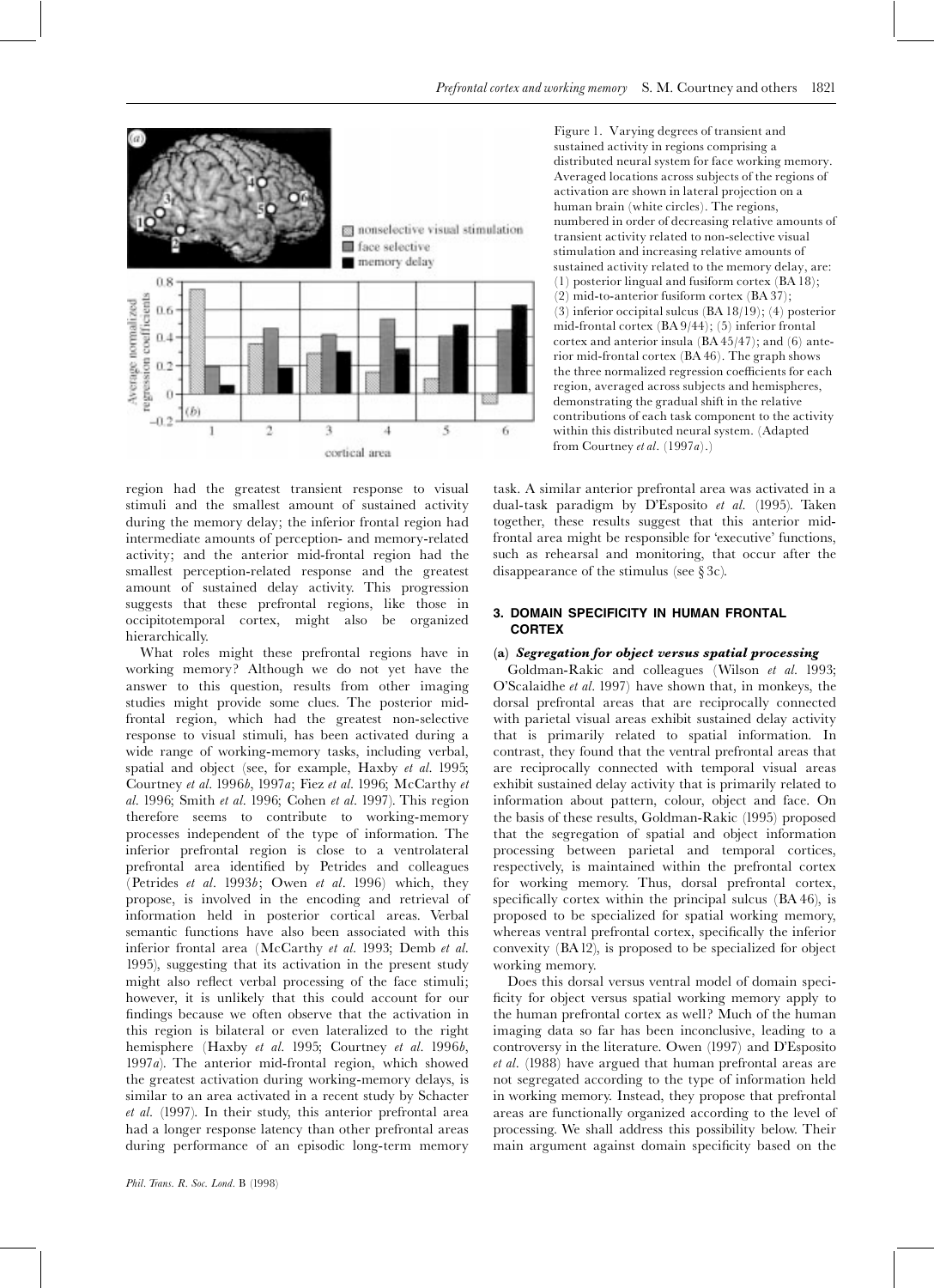Figure 1. Varying degrees of transient and sustained activity in regions comprising a distributed neural system for face working memory. Averaged locations across subjects of the regions of activation are shown in lateral projection on a human brain (white circles). The regions, numbered in order of decreasing relative amounts of transient activity related to non-selective visual stimulation and increasing relative amounts of sustained activity related to the memory delay, are: (1) posterior lingual and fusiform cortex (BA 18); (2) mid-to-anterior fusiform cortex (BA 37); (3) inferior occipital sulcus (BA 18/19); (4) posterior mid-frontal cortex (BA 9/44); (5) inferior frontal cortex and anterior insula (BA 45/47); and (6) anterior mid-frontal cortex (BA 46). The graph shows the three normalized regression coefficients for each region, averaged across subjects and hemispheres, demonstrating the gradual shift in the relative contributions of each task component to the activity within this distributed neural system. (Adapted from Courtney *et al*. (1997*a*).)

region had the greatest transient response to visual stimuli and the smallest amount of sustained activity during the memory delay; the inferior frontal region had intermediate amounts of perception- and memory-related activity; and the anterior mid-frontal region had the smallest perception-related response and the greatest amount of sustained delay activity. This progression suggests that these prefrontal regions, like those in occipitotemporal cortex, might also be organized hierarchically.

What roles might these prefrontal regions have in working memory? Although we do not yet have the answer to this question, results from other imaging studies might provide some clues. The posterior mid-frontal region, which had the greatest non-selective response to visual stimuli, has been activated during a wide range of working-memory tasks, including verbal, spatial and object (see, for example, Haxby *et al*. 1995; Courtney *et al*. 1996*b*, 1997*a*; Fiez *et al*. 1996; McCarthy *et al*. 1996; Smith *et al*. 1996; Cohen *et al*. 1997). This region therefore seems to contribute to working-memory processes independent of the type of information. The inferior prefrontal region is close to a ventrolateral prefrontal area identified by Petrides and colleagues (Petrides *et al*. 1993*b*; Owen *et al*. 1996) which, they propose, is involved in the encoding and retrieval of information held in posterior cortical areas. Verbal semantic functions have also been associated with this inferior frontal area (McCarthy *et al*. 1993; Demb *et al*. 1995), suggesting that its activation in the present study might also reflect verbal processing of the face stimuli; however, it is unlikely that this could account for our findings because we often observe that the activation in this region is bilateral or even lateralized to the right hemisphere (Haxby *et al*. 1995; Courtney *et al*. 1996*b*, 1997*a*). The anterior mid-frontal region, which showed the greatest activation during working-memory delays, is similar to an area activated in a recent study by Schacter *et al*. (1997). In their study, this anterior prefrontal area had a longer response latency than other prefrontal areas during performance of an episodic long-term memory task. A similar anterior prefrontal area was activated in a dual-task paradigm by D'Esposito *et al*. (1995). Taken together, these results suggest that this anterior mid-frontal area might be responsible for 'executive' functions, such as rehearsal and monitoring, that occur after the disappearance of the stimulus (see § 3*c*).

## 3. DOMAIN SPECIFICITY IN HUMAN FRONTAL CORTEX

### (a) *Segregation for object versus spatial processing*

Goldman-Rakic and colleagues (Wilson *et al*. 1993; O'Scalaidhe *et al*. 1997) have shown that, in monkeys, the dorsal prefrontal areas that are reciprocally connected with parietal visual areas exhibit sustained delay activity that is primarily related to spatial information. In contrast, they found that the ventral prefrontal areas that are reciprocally connected with temporal visual areas exhibit sustained delay activity that is primarily related to information about pattern, colour, object and face. On the basis of these results, Goldman-Rakic (1995) proposed that the segregation of spatial and object information processing between parietal and temporal cortices, respectively, is maintained within the prefrontal cortex for working memory. Thus, dorsal prefrontal cortex, specifically cortex within the principal sulcus (BA 46), is proposed to be specialized for spatial working memory, whereas ventral prefrontal cortex, specifically the inferior convexity (BA 12), is proposed to be specialized for object working memory.

Does this dorsal versus ventral model of domain specificity for object versus spatial working memory apply to the human prefrontal cortex as well? Much of the human imaging data so far has been inconclusive, leading to a controversy in the literature. Owen (1997) and D'Esposito *et al*. (1988) have argued that human prefrontal areas are not segregated according to the type of information held in working memory. Instead, they propose that prefrontal areas are functionally organized according to the level of processing. We shall address this possibility below. Their main argument against domain specificity based on the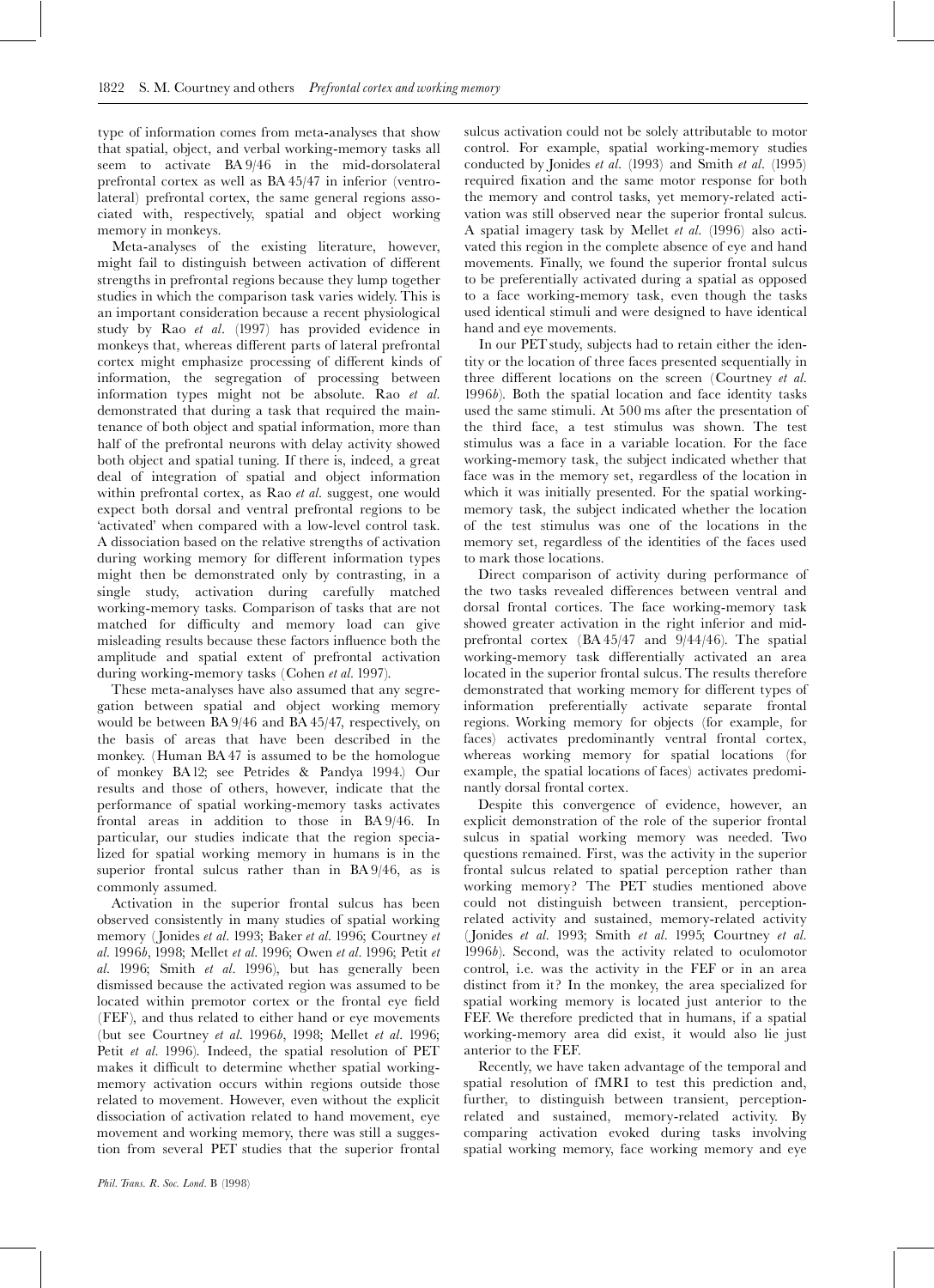type of information comes from meta-analyses that show that spatial, object, and verbal working-memory tasks all seem to activate BA 9/46 in the mid-dorsolateral prefrontal cortex as well as BA 45/47 in inferior (ventrolateral) prefrontal cortex, the same general regions associated with, respectively, spatial and object working memory in monkeys.

Meta-analyses of the existing literature, however, might fail to distinguish between activation of different strengths in prefrontal regions because they lump together studies in which the comparison task varies widely. This is an important consideration because a recent physiological study by Rao *et al*. (1997) has provided evidence in monkeys that, whereas different parts of lateral prefrontal cortex might emphasize processing of different kinds of information, the segregation of processing between information types might not be absolute. Rao *et al*. demonstrated that during a task that required the maintenance of both object and spatial information, more than half of the prefrontal neurons with delay activity showed both object and spatial tuning. If there is, indeed, a great deal of integration of spatial and object information within prefrontal cortex, as Rao *et al*. suggest, one would expect both dorsal and ventral prefrontal regions to be 'activated' when compared with a low-level control task. A dissociation based on the relative strengths of activation during working memory for different information types might then be demonstrated only by contrasting, in a single study, activation during carefully matched working-memory tasks. Comparison of tasks that are not matched for difficulty and memory load can give misleading results because these factors influence both the amplitude and spatial extent of prefrontal activation during working-memory tasks (Cohen *et al*. 1997).

These meta-analyses have also assumed that any segregation between spatial and object working memory would be between BA 9/46 and BA 45/47, respectively, on the basis of areas that have been described in the monkey. (Human BA 47 is assumed to be the homologue of monkey BA 12; see Petrides & Pandya 1994.) Our results and those of others, however, indicate that the performance of spatial working-memory tasks activates frontal areas in addition to those in BA 9/46. In particular, our studies indicate that the region specialized for spatial working memory in humans is in the superior frontal sulcus rather than in BA 9/46, as is commonly assumed.

Activation in the superior frontal sulcus has been observed consistently in many studies of spatial working memory (Jonides *et al*. 1993; Baker *et al*. 1996; Courtney *et al*. 1996*b*, 1998; Mellet *et al*. 1996; Owen *et al*. 1996; Petit *et al*. 1996; Smith *et al*. 1996), but has generally been dismissed because the activated region was assumed to be located within premotor cortex or the frontal eye field (FEF), and thus related to either hand or eye movements (but see Courtney *et al*. 1996*b*, 1998; Mellet *et al*. 1996; Petit *et al*. 1996). Indeed, the spatial resolution of PET makes it difficult to determine whether spatial working-memory activation occurs within regions outside those related to movement. However, even without the explicit dissociation of activation related to hand movement, eye movement and working memory, there was still a suggestion from several PET studies that the superior frontal sulcus activation could not be solely attributable to motor control. For example, spatial working-memory studies conducted by Jonides *et al*. (1993) and Smith *et al*. (1995) required fixation and the same motor response for both the memory and control tasks, yet memory-related activation was still observed near the superior frontal sulcus. A spatial imagery task by Mellet *et al*. (1996) also activated this region in the complete absence of eye and hand movements. Finally, we found the superior frontal sulcus to be preferentially activated during a spatial as opposed to a face working-memory task, even though the tasks used identical stimuli and were designed to have identical hand and eye movements.

In our PET study, subjects had to retain either the identity or the location of three faces presented sequentially in three different locations on the screen (Courtney *et al*. 1996*b*). Both the spatial location and face identity tasks used the same stimuli. At 500 ms after the presentation of the third face, a test stimulus was shown. The test stimulus was a face in a variable location. For the face working-memory task, the subject indicated whether that face was in the memory set, regardless of the location in which it was initially presented. For the spatial working-memory task, the subject indicated whether the location of the test stimulus was one of the locations in the memory set, regardless of the identities of the faces used to mark those locations.

Direct comparison of activity during performance of the two tasks revealed differences between ventral and dorsal frontal cortices. The face working-memory task showed greater activation in the right inferior and mid-prefrontal cortex (BA 45/47 and 9/44/46). The spatial working-memory task differentially activated an area located in the superior frontal sulcus. The results therefore demonstrated that working memory for different types of information preferentially activate separate frontal regions. Working memory for objects (for example, for faces) activates predominantly ventral frontal cortex, whereas working memory for spatial locations (for example, the spatial locations of faces) activates predominantly dorsal frontal cortex.

Despite this convergence of evidence, however, an explicit demonstration of the role of the superior frontal sulcus in spatial working memory was needed. Two questions remained. First, was the activity in the superior frontal sulcus related to spatial perception rather than working memory? The PET studies mentioned above could not distinguish between transient, perception-related activity and sustained, memory-related activity (Jonides *et al*. 1993; Smith *et al*. 1995; Courtney *et al*. 1996*b*). Second, was the activity related to oculomotor control, i.e. was the activity in the FEF or in an area distinct from it? In the monkey, the area specialized for spatial working memory is located just anterior to the FEF. We therefore predicted that in humans, if a spatial working-memory area did exist, it would also lie just anterior to the FEF.

Recently, we have taken advantage of the temporal and spatial resolution of fMRI to test this prediction and, further, to distinguish between transient, perception-related and sustained, memory-related activity. By comparing activation evoked during tasks involving spatial working memory, face working memory and eye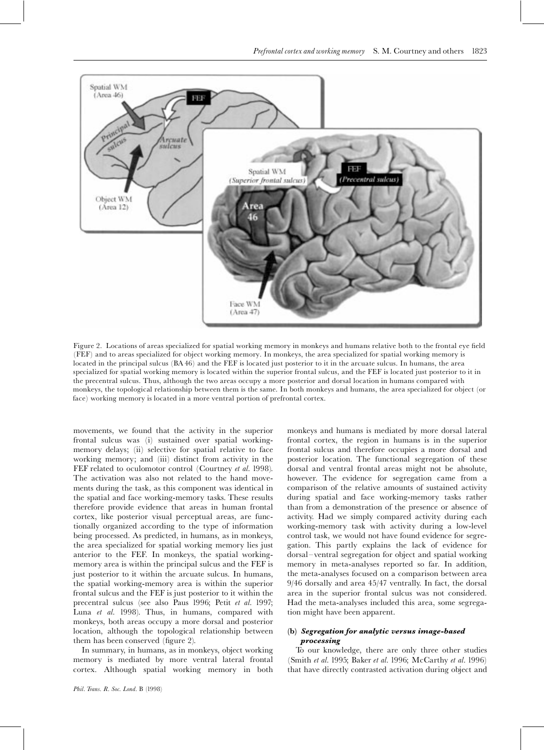Spatial WM
(Area 46)

FEF

Principal sulcus

Arcuate sulcus

Object WM
(Area 12)

Spatial WM
(Superior frontal sulcus)

FEF
(Precentral sulcus)

Area
46

Face WM
(Area 47)

Figure 2. Locations of areas specialized for spatial working memory in monkeys and humans relative both to the frontal eye field (FEF) and to areas specialized for object working memory. In monkeys, the area specialized for spatial working memory is located in the principal sulcus (BA 46) and the FEF is located just posterior to it in the arcuate sulcus. In humans, the area specialized for spatial working memory is located within the superior frontal sulcus, and the FEF is located just posterior to it in the precentral sulcus. Thus, although the two areas occupy a more posterior and dorsal location in humans compared with monkeys, the topological relationship between them is the same. In both monkeys and humans, the area specialized for object (or face) working memory is located in a more ventral portion of prefrontal cortex.

movements, we found that the activity in the superior frontal sulcus was (i) sustained over spatial working-memory delays; (ii) selective for spatial relative to face working memory; and (iii) distinct from activity in the FEF related to oculomotor control (Courtney *et al.* 1998). The activation was also not related to the hand movements during the task, as this component was identical in the spatial and face working-memory tasks. These results therefore provide evidence that areas in human frontal cortex, like posterior visual perceptual areas, are functionally organized according to the type of information being processed. As predicted, in humans, as in monkeys, the area specialized for spatial working memory lies just anterior to the FEF. In monkeys, the spatial working-memory area is within the principal sulcus and the FEF is just posterior to it within the arcuate sulcus. In humans, the spatial working-memory area is within the superior frontal sulcus and the FEF is just posterior to it within the precentral sulcus (see also Paus 1996; Petit *et al.* 1997; Luna *et al.* 1998). Thus, in humans, compared with monkeys, both areas occupy a more dorsal and posterior location, although the topological relationship between them has been conserved (figure 2).

In summary, in humans, as in monkeys, object working memory is mediated by more ventral lateral frontal cortex. Although spatial working memory in both monkeys and humans is mediated by more dorsal lateral frontal cortex, the region in humans is in the superior frontal sulcus and therefore occupies a more dorsal and posterior location. The functional segregation of these dorsal and ventral frontal areas might not be absolute, however. The evidence for segregation came from a comparison of the relative amounts of sustained activity during spatial and face working-memory tasks rather than from a demonstration of the presence or absence of activity. Had we simply compared activity during each working-memory task with activity during a low-level control task, we would not have found evidence for segregation. This partly explains the lack of evidence for dorsal–ventral segregation for object and spatial working memory in meta-analyses reported so far. In addition, the meta-analyses focused on a comparison between area 9/46 dorsally and area 45/47 ventrally. In fact, the dorsal area in the superior frontal sulcus was not considered. Had the meta-analyses included this area, some segregation might have been apparent.

### (b) *Segregation for analytic versus image-based processing*

To our knowledge, there are only three other studies (Smith *et al.* 1995; Baker *et al.* 1996; McCarthy *et al.* 1996) that have directly contrasted activation during object and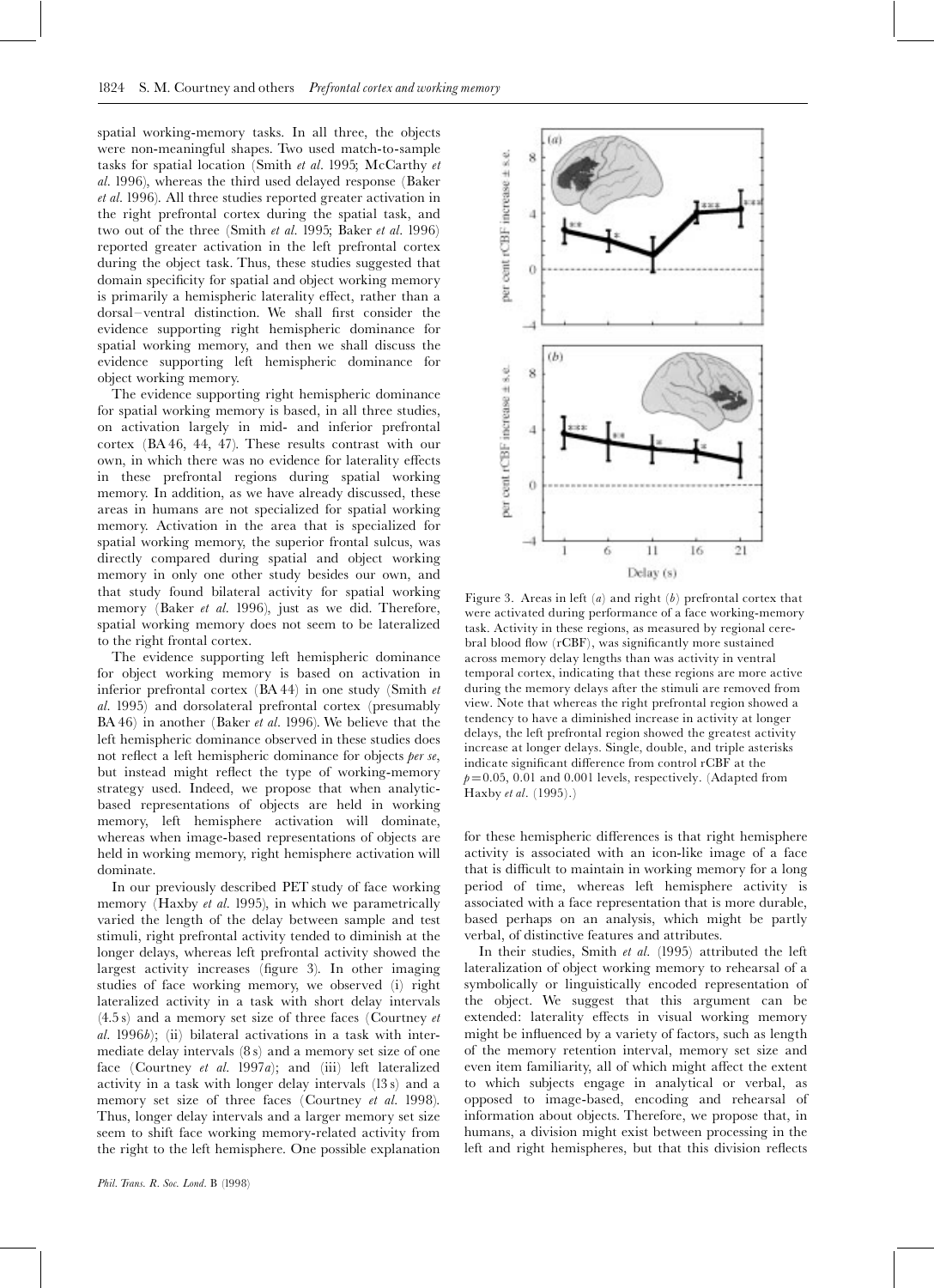spatial working-memory tasks. In all three, the objects were non-meaningful shapes. Two used match-to-sample tasks for spatial location (Smith *et al.* 1995; McCarthy *et al.* 1996), whereas the third used delayed response (Baker *et al.* 1996). All three studies reported greater activation in the right prefrontal cortex during the spatial task, and two out of the three (Smith *et al.* 1995; Baker *et al.* 1996) reported greater activation in the left prefrontal cortex during the object task. Thus, these studies suggested that domain specificity for spatial and object working memory is primarily a hemispheric laterality effect, rather than a dorsal–ventral distinction. We shall first consider the evidence supporting right hemispheric dominance for spatial working memory, and then we shall discuss the evidence supporting left hemispheric dominance for object working memory.

The evidence supporting right hemispheric dominance for spatial working memory is based, in all three studies, on activation largely in mid- and inferior prefrontal cortex (BA 46, 44, 47). These results contrast with our own, in which there was no evidence for laterality effects in these prefrontal regions during spatial working memory. In addition, as we have already discussed, these areas in humans are not specialized for spatial working memory. Activation in the area that is specialized for spatial working memory, the superior frontal sulcus, was directly compared during spatial and object working memory in only one other study besides our own, and that study found bilateral activity for spatial working memory (Baker *et al.* 1996), just as we did. Therefore, spatial working memory does not seem to be lateralized to the right frontal cortex.

The evidence supporting left hemispheric dominance for object working memory is based on activation in inferior prefrontal cortex (BA 44) in one study (Smith *et al.* 1995) and dorsolateral prefrontal cortex (presumably BA 46) in another (Baker *et al.* 1996). We believe that the left hemispheric dominance observed in these studies does not reflect a left hemispheric dominance for objects *per se*, but instead might reflect the type of working-memory strategy used. Indeed, we propose that when analytic-based representations of objects are held in working memory, left hemisphere activation will dominate, whereas when image-based representations of objects are held in working memory, right hemisphere activation will dominate.

In our previously described PET study of face working memory (Haxby *et al.* 1995), in which we parametrically varied the length of the delay between sample and test stimuli, right prefrontal activity tended to diminish at the longer delays, whereas left prefrontal activity showed the largest activity increases (figure 3). In other imaging studies of face working memory, we observed (i) right lateralized activity in a task with short delay intervals (4.5 s) and a memory set size of three faces (Courtney *et al.* 1996*b*); (ii) bilateral activations in a task with intermediate delay intervals (8 s) and a memory set size of one face (Courtney *et al.* 1997*a*); and (iii) left lateralized activity in a task with longer delay intervals (13 s) and a memory set size of three faces (Courtney *et al.* 1998). Thus, longer delay intervals and a larger memory set size seem to shift face working memory-related activity from the right to the left hemisphere. One possible explanation for these hemispheric differences is that right hemisphere activity is associated with an icon-like image of a face that is difficult to maintain in working memory for a long period of time, whereas left hemisphere activity is associated with a face representation that is more durable, based perhaps on an analysis, which might be partly verbal, of distinctive features and attributes.

Figure 3. Areas in left (*a*) and right (*b*) prefrontal cortex that were activated during performance of a face working-memory task. Activity in these regions, as measured by regional cerebral blood flow (rCBF), was significantly more sustained across memory delay lengths than was activity in ventral temporal cortex, indicating that these regions are more active during the memory delays after the stimuli are removed from view. Note that whereas the right prefrontal region showed a tendency to have a diminished increase in activity at longer delays, the left prefrontal region showed the greatest activity increase at longer delays. Single, double, and triple asterisks indicate significant difference from control rCBF at the $p = 0.05$, 0.01 and 0.001 levels, respectively. (Adapted from Haxby *et al.* (1995).)

In their studies, Smith *et al.* (1995) attributed the left lateralization of object working memory to rehearsal of a symbolically or linguistically encoded representation of the object. We suggest that this argument can be extended: laterality effects in visual working memory might be influenced by a variety of factors, such as length of the memory retention interval, memory set size and even item familiarity, all of which might affect the extent to which subjects engage in analytical or verbal, as opposed to image-based, encoding and rehearsal of information about objects. Therefore, we propose that, in humans, a division might exist between processing in the left and right hemispheres, but that this division reflects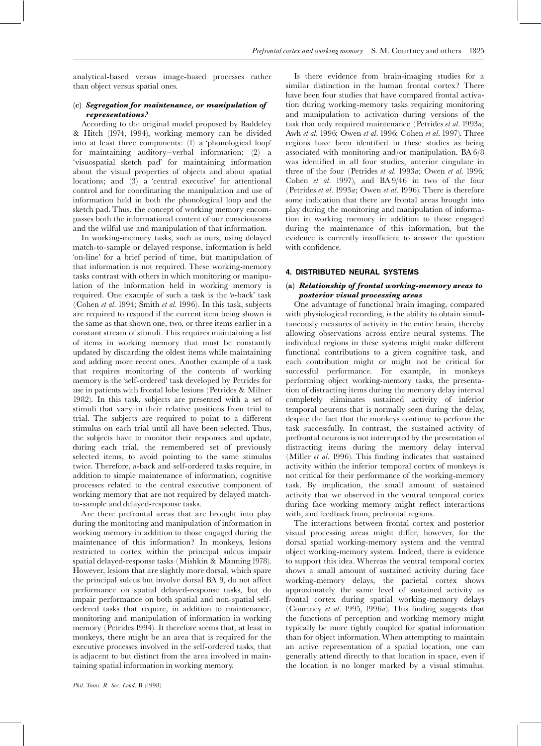analytical-based versus image-based processes rather than object versus spatial ones.

### (c) *Segregation for maintenance, or manipulation of representations?*

According to the original model proposed by Baddeley & Hitch (1974, 1994), working memory can be divided into at least three components: (1) a 'phonological loop' for maintaining auditory–verbal information; (2) a 'visuospatial sketch pad' for maintaining information about the visual properties of objects and about spatial locations; and (3) a 'central executive' for attentional control and for coordinating the manipulation and use of information held in both the phonological loop and the sketch pad. Thus, the concept of working memory encompasses both the informational content of our consciousness and the wilful use and manipulation of that information.

In working-memory tasks, such as ours, using delayed match-to-sample or delayed response, information is held 'on-line' for a brief period of time, but manipulation of that information is not required. These working-memory tasks contrast with others in which monitoring or manipulation of the information held in working memory is required. One example of such a task is the '*n*-back' task (Cohen *et al.* 1994; Smith *et al.* 1996). In this task, subjects are required to respond if the current item being shown is the same as that shown one, two, or three items earlier in a constant stream of stimuli. This requires maintaining a list of items in working memory that must be constantly updated by discarding the oldest items while maintaining and adding more recent ones. Another example of a task that requires monitoring of the contents of working memory is the 'self-ordered' task developed by Petrides for use in patients with frontal lobe lesions (Petrides & Milner 1982). In this task, subjects are presented with a set of stimuli that vary in their relative positions from trial to trial. The subjects are required to point to a different stimulus on each trial until all have been selected. Thus, the subjects have to monitor their responses and update, during each trial, the remembered set of previously selected items, to avoid pointing to the same stimulus twice. Therefore, *n*-back and self-ordered tasks require, in addition to simple maintenance of information, cognitive processes related to the central executive component of working memory that are not required by delayed match-to-sample and delayed-response tasks.

Are there prefrontal areas that are brought into play during the monitoring and manipulation of information in working memory in addition to those engaged during the maintenance of this information? In monkeys, lesions restricted to cortex within the principal sulcus impair spatial delayed-response tasks (Mishkin & Manning 1978). However, lesions that are slightly more dorsal, which spare the principal sulcus but involve dorsal BA 9, do not affect performance on spatial delayed-response tasks, but do impair performance on both spatial and non-spatial self-ordered tasks that require, in addition to maintenance, monitoring and manipulation of information in working memory (Petrides 1994). It therefore seems that, at least in monkeys, there might be an area that is required for the executive processes involved in the self-ordered tasks, that is adjacent to but distinct from the area involved in maintaining spatial information in working memory.

Is there evidence from brain-imaging studies for a similar distinction in the human frontal cortex? There have been four studies that have compared frontal activation during working-memory tasks requiring monitoring and manipulation to activation during versions of the task that only required maintenance (Petrides *et al.* 1993*a*; Awh *et al.* 1996; Owen *et al.* 1996; Cohen *et al.* 1997). Three regions have been identified in these studies as being associated with monitoring and/or manipulation. BA 6/8 was identified in all four studies, anterior cingulate in three of the four (Petrides *et al.* 1993*a*; Owen *et al.* 1996; Cohen *et al.* 1997), and BA 9/46 in two of the four (Petrides *et al.* 1993*a*; Owen *et al.* 1996). There is therefore some indication that there are frontal areas brought into play during the monitoring and manipulation of information in working memory in addition to those engaged during the maintenance of this information, but the evidence is currently insufficient to answer the question with confidence.

## 4. DISTRIBUTED NEURAL SYSTEMS

### (a) *Relationship of frontal working-memory areas to posterior visual processing areas*

One advantage of functional brain imaging, compared with physiological recording, is the ability to obtain simultaneously measures of activity in the entire brain, thereby allowing observations across entire neural systems. The individual regions in these systems might make different functional contributions to a given cognitive task, and each contribution might or might not be critical for successful performance. For example, in monkeys performing object working-memory tasks, the presentation of distracting items during the memory delay interval completely eliminates sustained activity of inferior temporal neurons that is normally seen during the delay, despite the fact that the monkeys continue to perform the task successfully. In contrast, the sustained activity of prefrontal neurons is not interrupted by the presentation of distracting items during the memory delay interval (Miller *et al.* 1996). This finding indicates that sustained activity within the inferior temporal cortex of monkeys is not critical for their performance of the working-memory task. By implication, the small amount of sustained activity that we observed in the ventral temporal cortex during face working memory might reflect interactions with, and feedback from, prefrontal regions.

The interactions between frontal cortex and posterior visual processing areas might differ, however, for the dorsal spatial working-memory system and the ventral object working-memory system. Indeed, there is evidence to support this idea. Whereas the ventral temporal cortex shows a small amount of sustained activity during face working-memory delays, the parietal cortex shows approximately the same level of sustained activity as frontal cortex during spatial working-memory delays (Courtney *et al.* 1995, 1996*a*). This finding suggests that the functions of perception and working memory might typically be more tightly coupled for spatial information than for object information. When attempting to maintain an active representation of a spatial location, one can generally attend directly to that location in space, even if the location is no longer marked by a visual stimulus.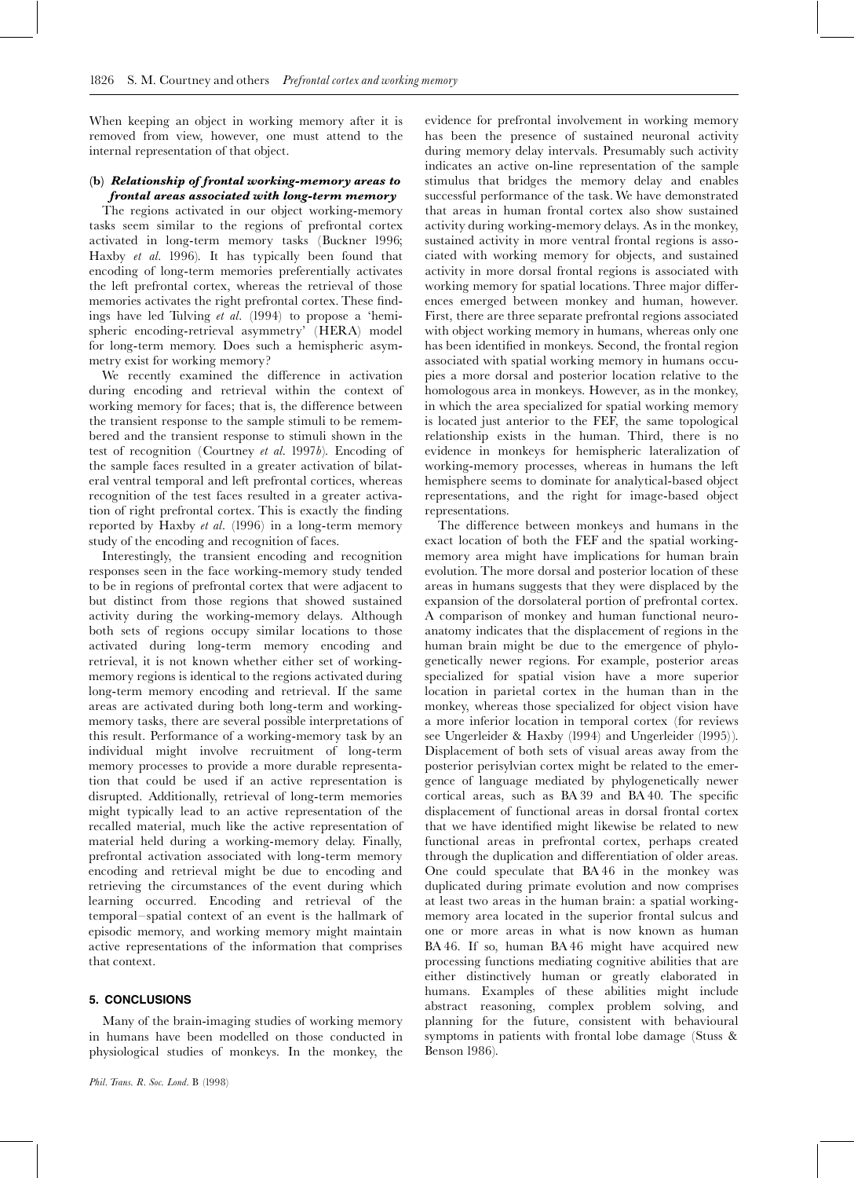When keeping an object in working memory after it is removed from view, however, one must attend to the internal representation of that object.

### (b) *Relationship of frontal working-memory areas to frontal areas associated with long-term memory*

The regions activated in our object working-memory tasks seem similar to the regions of prefrontal cortex activated in long-term memory tasks (Buckner 1996; Haxby *et al.* 1996). It has typically been found that encoding of long-term memories preferentially activates the left prefrontal cortex, whereas the retrieval of those memories activates the right prefrontal cortex. These findings have led Tulving *et al.* (1994) to propose a 'hemispheric encoding-retrieval asymmetry' (HERA) model for long-term memory. Does such a hemispheric asymmetry exist for working memory?

We recently examined the difference in activation during encoding and retrieval within the context of working memory for faces; that is, the difference between the transient response to the sample stimuli to be remembered and the transient response to stimuli shown in the test of recognition (Courtney *et al.* 1997*b*). Encoding of the sample faces resulted in a greater activation of bilateral ventral temporal and left prefrontal cortices, whereas recognition of the test faces resulted in a greater activation of right prefrontal cortex. This is exactly the finding reported by Haxby *et al.* (1996) in a long-term memory study of the encoding and recognition of faces.

Interestingly, the transient encoding and recognition responses seen in the face working-memory study tended to be in regions of prefrontal cortex that were adjacent to but distinct from those regions that showed sustained activity during the working-memory delays. Although both sets of regions occupy similar locations to those activated during long-term memory encoding and retrieval, it is not known whether either set of working-memory regions is identical to the regions activated during long-term memory encoding and retrieval. If the same areas are activated during both long-term and working-memory tasks, there are several possible interpretations of this result. Performance of a working-memory task by an individual might involve recruitment of long-term memory processes to provide a more durable representation that could be used if an active representation is disrupted. Additionally, retrieval of long-term memories might typically lead to an active representation of the recalled material, much like the active representation of material held during a working-memory delay. Finally, prefrontal activation associated with long-term memory encoding and retrieval might be due to encoding and retrieving the circumstances of the event during which learning occurred. Encoding and retrieval of the temporal–spatial context of an event is the hallmark of episodic memory, and working memory might maintain active representations of the information that comprises that context.

## 5. CONCLUSIONS

Many of the brain-imaging studies of working memory in humans have been modelled on those conducted in physiological studies of monkeys. In the monkey, the evidence for prefrontal involvement in working memory has been the presence of sustained neuronal activity during memory delay intervals. Presumably such activity indicates an active on-line representation of the sample stimulus that bridges the memory delay and enables successful performance of the task. We have demonstrated that areas in human frontal cortex also show sustained activity during working-memory delays. As in the monkey, sustained activity in more ventral frontal regions is associated with working memory for objects, and sustained activity in more dorsal frontal regions is associated with working memory for spatial locations. Three major differences emerged between monkey and human, however. First, there are three separate prefrontal regions associated with object working memory in humans, whereas only one has been identified in monkeys. Second, the frontal region associated with spatial working memory in humans occupies a more dorsal and posterior location relative to the homologous area in monkeys. However, as in the monkey, in which the area specialized for spatial working memory is located just anterior to the FEF, the same topological relationship exists in the human. Third, there is no evidence in monkeys for hemispheric lateralization of working-memory processes, whereas in humans the left hemisphere seems to dominate for analytical-based object representations, and the right for image-based object representations.

The difference between monkeys and humans in the exact location of both the FEF and the spatial working-memory area might have implications for human brain evolution. The more dorsal and posterior location of these areas in humans suggests that they were displaced by the expansion of the dorsolateral portion of prefrontal cortex. A comparison of monkey and human functional neuroanatomy indicates that the displacement of regions in the human brain might be due to the emergence of phylogenetically newer regions. For example, posterior areas specialized for spatial vision have a more superior location in parietal cortex in the human than in the monkey, whereas those specialized for object vision have a more inferior location in temporal cortex (for reviews see Ungerleider & Haxby (1994) and Ungerleider (1995)). Displacement of both sets of visual areas away from the posterior perisylvian cortex might be related to the emergence of language mediated by phylogenetically newer cortical areas, such as BA 39 and BA 40. The specific displacement of functional areas in dorsal frontal cortex that we have identified might likewise be related to new functional areas in prefrontal cortex, perhaps created through the duplication and differentiation of older areas. One could speculate that BA 46 in the monkey was duplicated during primate evolution and now comprises at least two areas in the human brain: a spatial working-memory area located in the superior frontal sulcus and one or more areas in what is now known as human BA 46. If so, human BA 46 might have acquired new processing functions mediating cognitive abilities that are either distinctively human or greatly elaborated in humans. Examples of these abilities might include abstract reasoning, complex problem solving, and planning for the future, consistent with behavioural symptoms in patients with frontal lobe damage (Stuss & Benson 1986).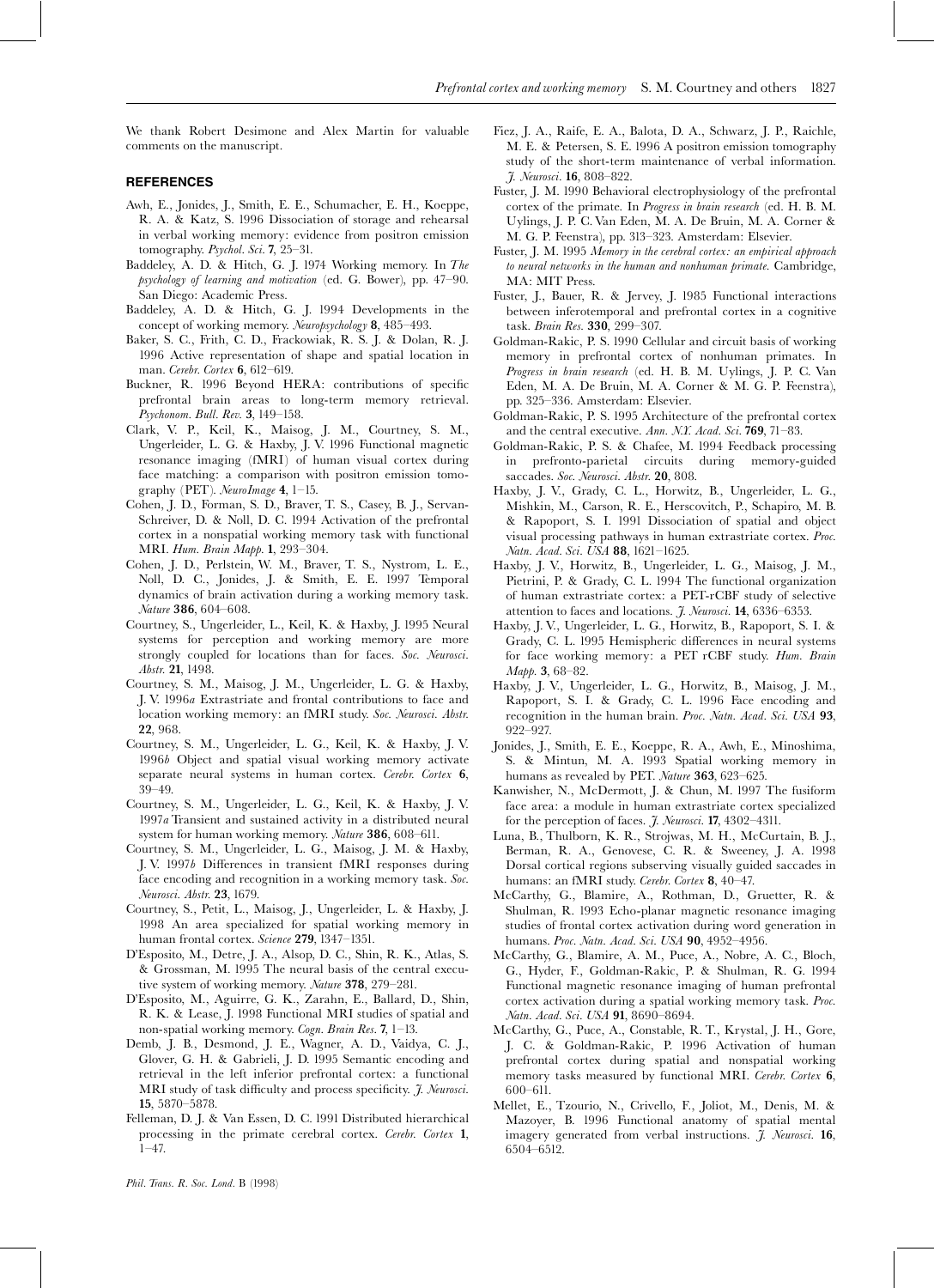We thank Robert Desimone and Alex Martin for valuable comments on the manuscript.

## REFERENCES

Awh, E., Jonides, J., Smith, E. E., Schumacher, E. H., Koeppe, R. A. & Katz, S. 1996 Dissociation of storage and rehearsal in verbal working memory: evidence from positron emission tomography. *Psychol. Sci.* **7**, 25–31.

Baddeley, A. D. & Hitch, G. J. 1974 Working memory. In *The psychology of learning and motivation* (ed. G. Bower), pp. 47–90. San Diego: Academic Press.

Baddeley, A. D. & Hitch, G. J. 1994 Developments in the concept of working memory. *Neuropsychology* **8**, 485–493.

Baker, S. C., Frith, C. D., Frackowiak, R. S. J. & Dolan, R. J. 1996 Active representation of shape and spatial location in man. *Cerebr. Cortex* **6**, 612–619.

Buckner, R. 1996 Beyond HERA: contributions of specific prefrontal brain areas to long-term memory retrieval. *Psychonom. Bull. Rev.* **3**, 149–158.

Clark, V. P., Keil, K., Maisog, J. M., Courtney, S. M., Ungerleider, L. G. & Haxby, J. V. 1996 Functional magnetic resonance imaging (fMRI) of human visual cortex during face matching: a comparison with positron emission tomography (PET). *NeuroImage* **4**, 1–15.

Cohen, J. D., Forman, S. D., Braver, T. S., Casey, B. J., Servan-Schreiver, D. & Noll, D. C. 1994 Activation of the prefrontal cortex in a nonspatial working memory task with functional MRI. *Hum. Brain Mapp.* **1**, 293–304.

Cohen, J. D., Perlstein, W. M., Braver, T. S., Nystrom, L. E., Noll, D. C., Jonides, J. & Smith, E. E. 1997 Temporal dynamics of brain activation during a working memory task. *Nature* **386**, 604–608.

Courtney, S., Ungerleider, L., Keil, K. & Haxby, J. 1995 Neural systems for perception and working memory are more strongly coupled for locations than for faces. *Soc. Neurosci. Abstr.* **21**, 1498.

Courtney, S. M., Maisog, J. M., Ungerleider, L. G. & Haxby, J. V. 1996*a* Extrastriate and frontal contributions to face and location working memory: an fMRI study. *Soc. Neurosci. Abstr.* **22**, 968.

Courtney, S. M., Ungerleider, L. G., Keil, K. & Haxby, J. V. 1996*b* Object and spatial visual working memory activate separate neural systems in human cortex. *Cerebr. Cortex* **6**, 39–49.

Courtney, S. M., Ungerleider, L. G., Keil, K. & Haxby, J. V. 1997*a* Transient and sustained activity in a distributed neural system for human working memory. *Nature* **386**, 608–611.

Courtney, S. M., Ungerleider, L. G., Maisog, J. M. & Haxby, J. V. 1997*b* Differences in transient fMRI responses during face encoding and recognition in a working memory task. *Soc. Neurosci. Abstr.* **23**, 1679.

Courtney, S., Petit, L., Maisog, J., Ungerleider, L. & Haxby, J. 1998 An area specialized for spatial working memory in human frontal cortex. *Science* **279**, 1347–1351.

D'Esposito, M., Detre, J. A., Alsop, D. C., Shin, R. K., Atlas, S. & Grossman, M. 1995 The neural basis of the central executive system of working memory. *Nature* **378**, 279–281.

D'Esposito, M., Aguirre, G. K., Zarahn, E., Ballard, D., Shin, R. K. & Lease, J. 1998 Functional MRI studies of spatial and non-spatial working memory. *Cogn. Brain Res.* **7**, 1–13.

Demb, J. B., Desmond, J. E., Wagner, A. D., Vaidya, C. J., Glover, G. H. & Gabrieli, J. D. 1995 Semantic encoding and retrieval in the left inferior prefrontal cortex: a functional MRI study of task difficulty and process specificity. *J. Neurosci.* **15**, 5870–5878.

Felleman, D. J. & Van Essen, D. C. 1991 Distributed hierarchical processing in the primate cerebral cortex. *Cerebr. Cortex* **1**, 1–47.

Fiez, J. A., Raife, E. A., Balota, D. A., Schwarz, J. P., Raichle, M. E. & Petersen, S. E. 1996 A positron emission tomography study of the short-term maintenance of verbal information. *J. Neurosci.* **16**, 808–822.

Fuster, J. M. 1990 Behavioral electrophysiology of the prefrontal cortex of the primate. In *Progress in brain research* (ed. H. B. M. Uylings, J. P. C. Van Eden, M. A. De Bruin, M. A. Corner & M. G. P. Feenstra), pp. 313–323. Amsterdam: Elsevier.

Fuster, J. M. 1995 *Memory in the cerebral cortex: an empirical approach to neural networks in the human and nonhuman primate.* Cambridge, MA: MIT Press.

Fuster, J., Bauer, R. & Jervey, J. 1985 Functional interactions between inferotemporal and prefrontal cortex in a cognitive task. *Brain Res.* **330**, 299–307.

Goldman-Rakic, P. S. 1990 Cellular and circuit basis of working memory in prefrontal cortex of nonhuman primates. In *Progress in brain research* (ed. H. B. M. Uylings, J. P. C. Van Eden, M. A. De Bruin, M. A. Corner & M. G. P. Feenstra), pp. 325–336. Amsterdam: Elsevier.

Goldman-Rakic, P. S. 1995 Architecture of the prefrontal cortex and the central executive. *Ann. N.Y. Acad. Sci.* **769**, 71–83.

Goldman-Rakic, P. S. & Chafee, M. 1994 Feedback processing in prefronto-parietal circuits during memory-guided saccades. *Soc. Neurosci. Abstr.* **20**, 808.

Haxby, J. V., Grady, C. L., Horwitz, B., Ungerleider, L. G., Mishkin, M., Carson, R. E., Herscovitch, P., Schapiro, M. B. & Rapoport, S. I. 1991 Dissociation of spatial and object visual processing pathways in human extrastriate cortex. *Proc. Natn. Acad. Sci. USA* **88**, 1621–1625.

Haxby, J. V., Horwitz, B., Ungerleider, L. G., Maisog, J. M., Pietrini, P. & Grady, C. L. 1994 The functional organization of human extrastriate cortex: a PET-rCBF study of selective attention to faces and locations. *J. Neurosci.* **14**, 6336–6353.

Haxby, J. V., Ungerleider, L. G., Horwitz, B., Rapoport, S. I. & Grady, C. L. 1995 Hemispheric differences in neural systems for face working memory: a PET rCBF study. *Hum. Brain Mapp.* **3**, 68–82.

Haxby, J. V., Ungerleider, L. G., Horwitz, B., Maisog, J. M., Rapoport, S. I. & Grady, C. L. 1996 Face encoding and recognition in the human brain. *Proc. Natn. Acad. Sci. USA* **93**, 922–927.

Jonides, J., Smith, E. E., Koeppe, R. A., Awh, E., Minoshima, S. & Mintun, M. A. 1993 Spatial working memory in humans as revealed by PET. *Nature* **363**, 623–625.

Kanwisher, N., McDermott, J. & Chun, M. 1997 The fusiform face area: a module in human extrastriate cortex specialized for the perception of faces. *J. Neurosci.* **17**, 4302–4311.

Luna, B., Thulborn, K. R., Strojwas, M. H., McCurtain, B. J., Berman, R. A., Genovese, C. R. & Sweeney, J. A. 1998 Dorsal cortical regions subserving visually guided saccades in humans: an fMRI study. *Cerebr. Cortex* **8**, 40–47.

McCarthy, G., Blamire, A., Rothman, D., Gruetter, R. & Shulman, R. 1993 Echo-planar magnetic resonance imaging studies of frontal cortex activation during word generation in humans. *Proc. Natn. Acad. Sci. USA* **90**, 4952–4956.

McCarthy, G., Blamire, A. M., Puce, A., Nobre, A. C., Bloch, G., Hyder, F., Goldman-Rakic, P. & Shulman, R. G. 1994 Functional magnetic resonance imaging of human prefrontal cortex activation during a spatial working memory task. *Proc. Natn. Acad. Sci. USA* **91**, 8690–8694.

McCarthy, G., Puce, A., Constable, R. T., Krystal, J. H., Gore, J. C. & Goldman-Rakic, P. 1996 Activation of human prefrontal cortex during spatial and nonspatial working memory tasks measured by functional MRI. *Cerebr. Cortex* **6**, 600–611.

Mellet, E., Tzourio, N., Crivello, F., Joliot, M., Denis, M. & Mazoyer, B. 1996 Functional anatomy of spatial mental imagery generated from verbal instructions. *J. Neurosci.* **16**, 6504–6512.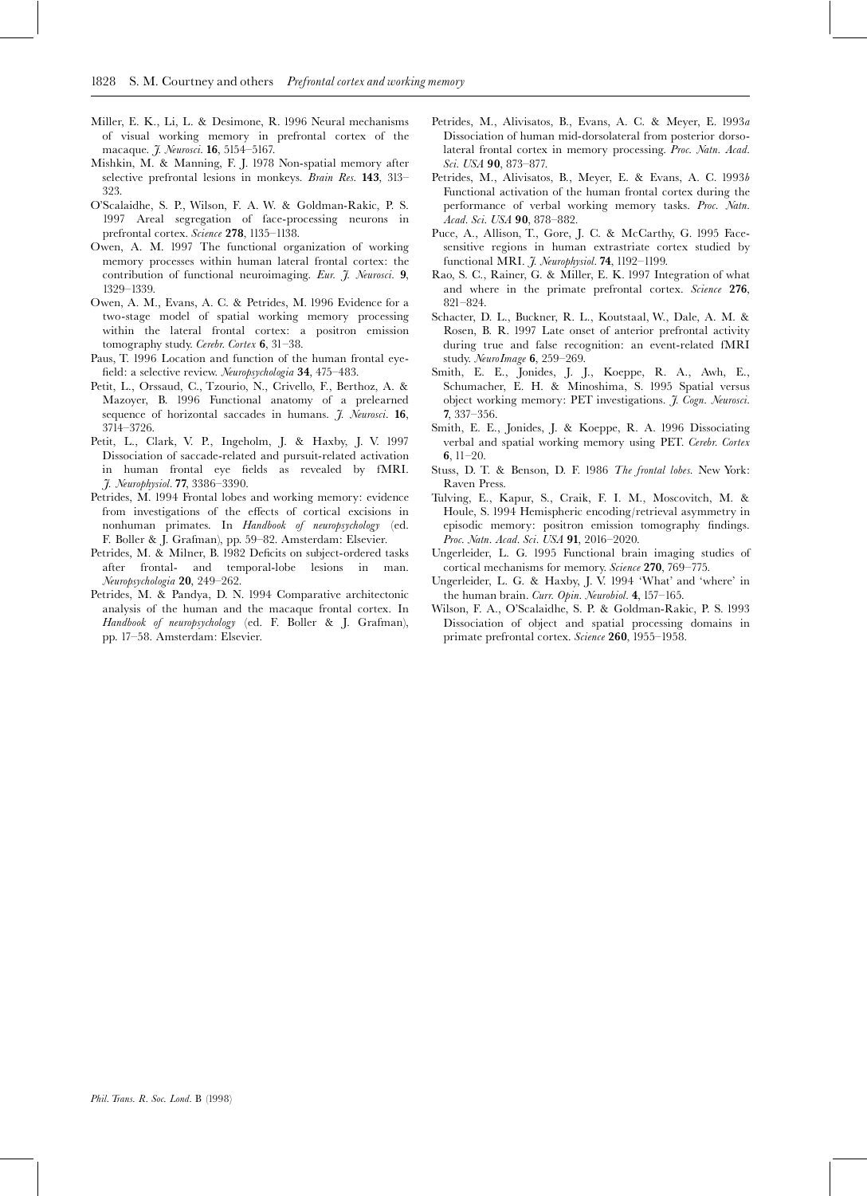Miller, E. K., Li, L. & Desimone, R. 1996 Neural mechanisms of visual working memory in prefrontal cortex of the macaque. *J. Neurosci.* **16**, 5154–5167.

Mishkin, M. & Manning, F. J. 1978 Non-spatial memory after selective prefrontal lesions in monkeys. *Brain Res.* **143**, 313–323.

O'Scalaidhe, S. P., Wilson, F. A. W. & Goldman-Rakic, P. S. 1997 Areal segregation of face-processing neurons in prefrontal cortex. *Science* **278**, 1135–1138.

Owen, A. M. 1997 The functional organization of working memory processes within human lateral frontal cortex: the contribution of functional neuroimaging. *Eur. J. Neurosci.* **9**, 1329–1339.

Owen, A. M., Evans, A. C. & Petrides, M. 1996 Evidence for a two-stage model of spatial working memory processing within the lateral frontal cortex: a positron emission tomography study. *Cerebr. Cortex* **6**, 31–38.

Paus, T. 1996 Location and function of the human frontal eye-field: a selective review. *Neuropsychologia* **34**, 475–483.

Petit, L., Orssaud, C., Tzourio, N., Crivello, F., Berthoz, A. & Mazoyer, B. 1996 Functional anatomy of a prelearned sequence of horizontal saccades in humans. *J. Neurosci.* **16**, 3714–3726.

Petit, L., Clark, V. P., Ingeholm, J. & Haxby, J. V. 1997 Dissociation of saccade-related and pursuit-related activation in human frontal eye fields as revealed by fMRI. *J. Neurophysiol.* **77**, 3386–3390.

Petrides, M. 1994 Frontal lobes and working memory: evidence from investigations of the effects of cortical excisions in nonhuman primates. In *Handbook of neuropsychology* (ed. F. Boller & J. Grafman), pp. 59–82. Amsterdam: Elsevier.

Petrides, M. & Milner, B. 1982 Deficits on subject-ordered tasks after frontal- and temporal-lobe lesions in man. *Neuropsychologia* **20**, 249–262.

Petrides, M. & Pandya, D. N. 1994 Comparative architectonic analysis of the human and the macaque frontal cortex. In *Handbook of neuropsychology* (ed. F. Boller & J. Grafman), pp. 17–58. Amsterdam: Elsevier.

Petrides, M., Alivisatos, B., Evans, A. C. & Meyer, E. 1993*a* Dissociation of human mid-dorsolateral from posterior dorsolateral frontal cortex in memory processing. *Proc. Natn. Acad. Sci. USA* **90**, 873–877.

Petrides, M., Alivisatos, B., Meyer, E. & Evans, A. C. 1993*b* Functional activation of the human frontal cortex during the performance of verbal working memory tasks. *Proc. Natn. Acad. Sci. USA* **90**, 878–882.

Puce, A., Allison, T., Gore, J. C. & McCarthy, G. 1995 Face-sensitive regions in human extrastriate cortex studied by functional MRI. *J. Neurophysiol.* **74**, 1192–1199.

Rao, S. C., Rainer, G. & Miller, E. K. 1997 Integration of what and where in the primate prefrontal cortex. *Science* **276**, 821–824.

Schacter, D. L., Buckner, R. L., Koutstaal, W., Dale, A. M. & Rosen, B. R. 1997 Late onset of anterior prefrontal activity during true and false recognition: an event-related fMRI study. *NeuroImage* **6**, 259–269.

Smith, E. E., Jonides, J. J., Koeppe, R. A., Awh, E., Schumacher, E. H. & Minoshima, S. 1995 Spatial versus object working memory: PET investigations. *J. Cogn. Neurosci.* **7**, 337–356.

Smith, E. E., Jonides, J. & Koeppe, R. A. 1996 Dissociating verbal and spatial working memory using PET. *Cerebr. Cortex* **6**, 11–20.

Stuss, D. T. & Benson, D. F. 1986 *The frontal lobes*. New York: Raven Press.

Tulving, E., Kapur, S., Craik, F. I. M., Moscovitch, M. & Houle, S. 1994 Hemispheric encoding/retrieval asymmetry in episodic memory: positron emission tomography findings. *Proc. Natn. Acad. Sci. USA* **91**, 2016–2020.

Ungerleider, L. G. 1995 Functional brain imaging studies of cortical mechanisms for memory. *Science* **270**, 769–775.

Ungerleider, L. G. & Haxby, J. V. 1994 'What' and 'where' in the human brain. *Curr. Opin. Neurobiol.* **4**, 157–165.

Wilson, F. A., O'Scalaidhe, S. P. & Goldman-Rakic, P. S. 1993 Dissociation of object and spatial processing domains in primate prefrontal cortex. *Science* **260**, 1955–1958.